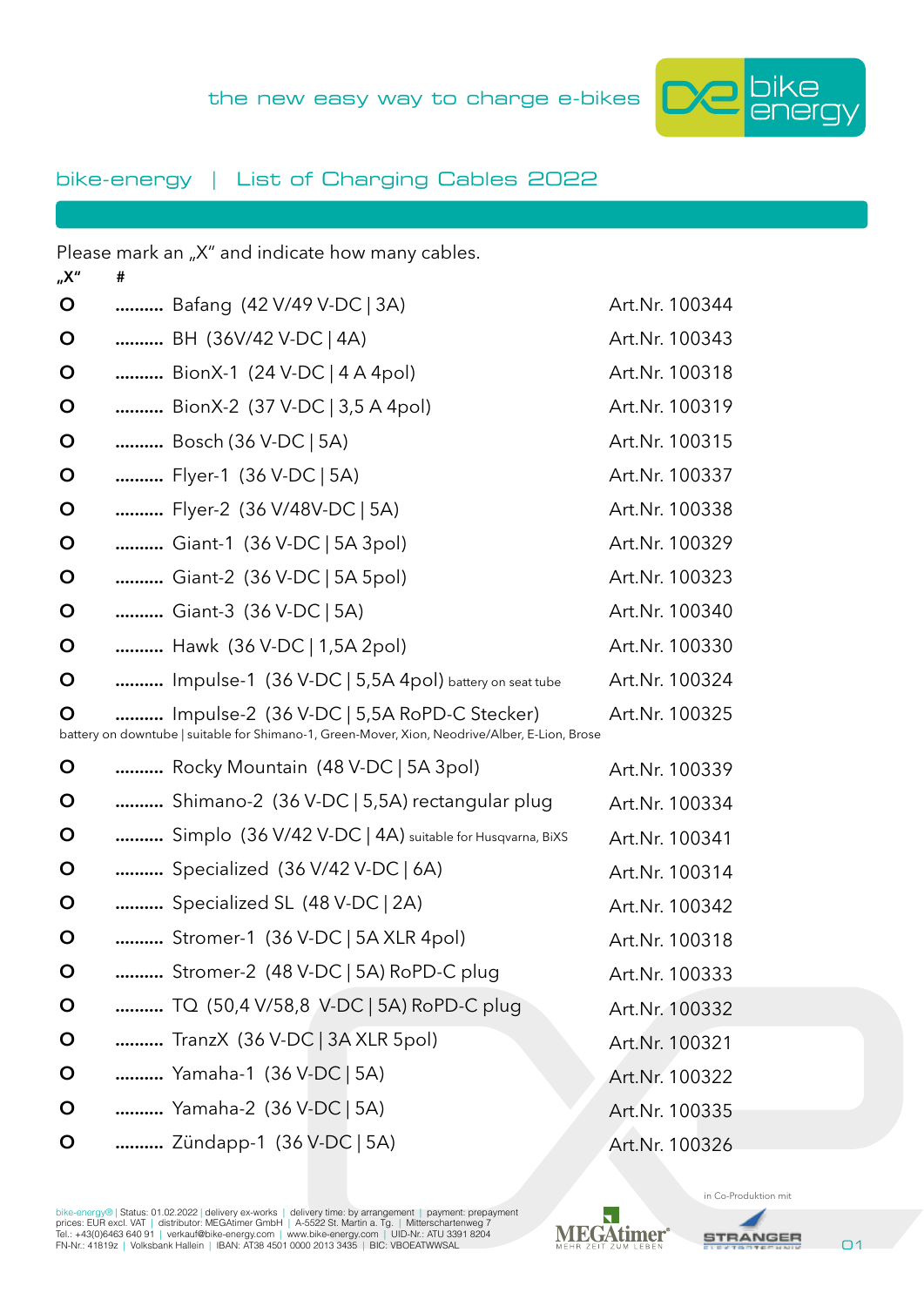the new easy way to charge e-bikes

bike energy

## bike-energy | List of Charging Cables 2022

Please mark an „X" and indicate how many cables.

„X" #

- O .......... Bafang (42 V/49 V-DC | 3A) Art.Nr. 100344
- O .......... BH (36V/42 V-DC | 4A) Art.Nr. 100343
- O .......... BionX-1 (24 V-DC | 4 A 4pol) Art.Nr. 100318
- O .......... BionX-2 (37 V-DC | 3,5 A 4pol) Art.Nr. 100319
- O .......... Bosch (36 V-DC | 5A) Art.Nr. 100315
- O .......... Flyer-1 (36 V-DC | 5A) Art.Nr. 100337
- O .......... Flyer-2 (36 V/48V-DC | 5A) Art.Nr. 100338
- O .......... Giant-1 (36 V-DC | 5A 3pol) Art.Nr. 100329
- O .......... Giant-2 (36 V-DC | 5A 5pol) Art.Nr. 100323
- O .......... Giant-3 (36 V-DC | 5A) Art.Nr. 100340
- O .......... Hawk (36 V-DC | 1,5A 2pol) Art.Nr. 100330
- O .......... Impulse-1 (36 V-DC | 5,5A 4pol) battery on seat tube Art.Nr. 100324
- O .......... Impulse-2 (36 V-DC | 5,5A RoPD-C Stecker) Art.Nr. 100325
  battery on downtube | suitable for Shimano-1, Green-Mover, Xion, Neodrive/Alber, E-Lion, Brose
- O .......... Rocky Mountain (48 V-DC | 5A 3pol) Art.Nr. 100339
- O .......... Shimano-2 (36 V-DC | 5,5A) rectangular plug Art.Nr. 100334
- O .......... Simplo (36 V/42 V-DC | 4A) suitable for Husqvarna, BiXS Art.Nr. 100341
- O .......... Specialized (36 V/42 V-DC | 6A) Art.Nr. 100314
- O .......... Specialized SL (48 V-DC | 2A) Art.Nr. 100342
- O .......... Stromer-1 (36 V-DC | 5A XLR 4pol) Art.Nr. 100318
- O .......... Stromer-2 (48 V-DC | 5A) RoPD-C plug Art.Nr. 100333
- O .......... TQ (50,4 V/58,8 V-DC | 5A) RoPD-C plug Art.Nr. 100332
- O .......... TranzX (36 V-DC | 3A XLR 5pol) Art.Nr. 100321
- O .......... Yamaha-1 (36 V-DC | 5A) Art.Nr. 100322
- O .......... Yamaha-2 (36 V-DC | 5A) Art.Nr. 100335
- O .......... Zündapp-1 (36 V-DC | 5A) Art.Nr. 100326

bike-energy® | Status: 01.02.2022 | delivery ex-works | delivery time: by arrangement | payment: prepayment
prices: EUR excl. VAT | distributor: MEGAtimer GmbH | A-5522 St. Martin a. Tg. | Mitterschartenweg 7
Tel.: +43(0)6463 640 91 | verkauf@bike-energy.com | www.bike-energy.com | UID-Nr.: ATU 3391 8204
FN-Nr.: 41819z | Volksbank Hallein | IBAN: AT38 4501 0000 2013 3435 | BIC: VBOEATWWSAL

MEGAtimer® MEHR ZEIT ZUM LEBEN

in Co-Produktion mit STRANGER ELEKTROTECHNIK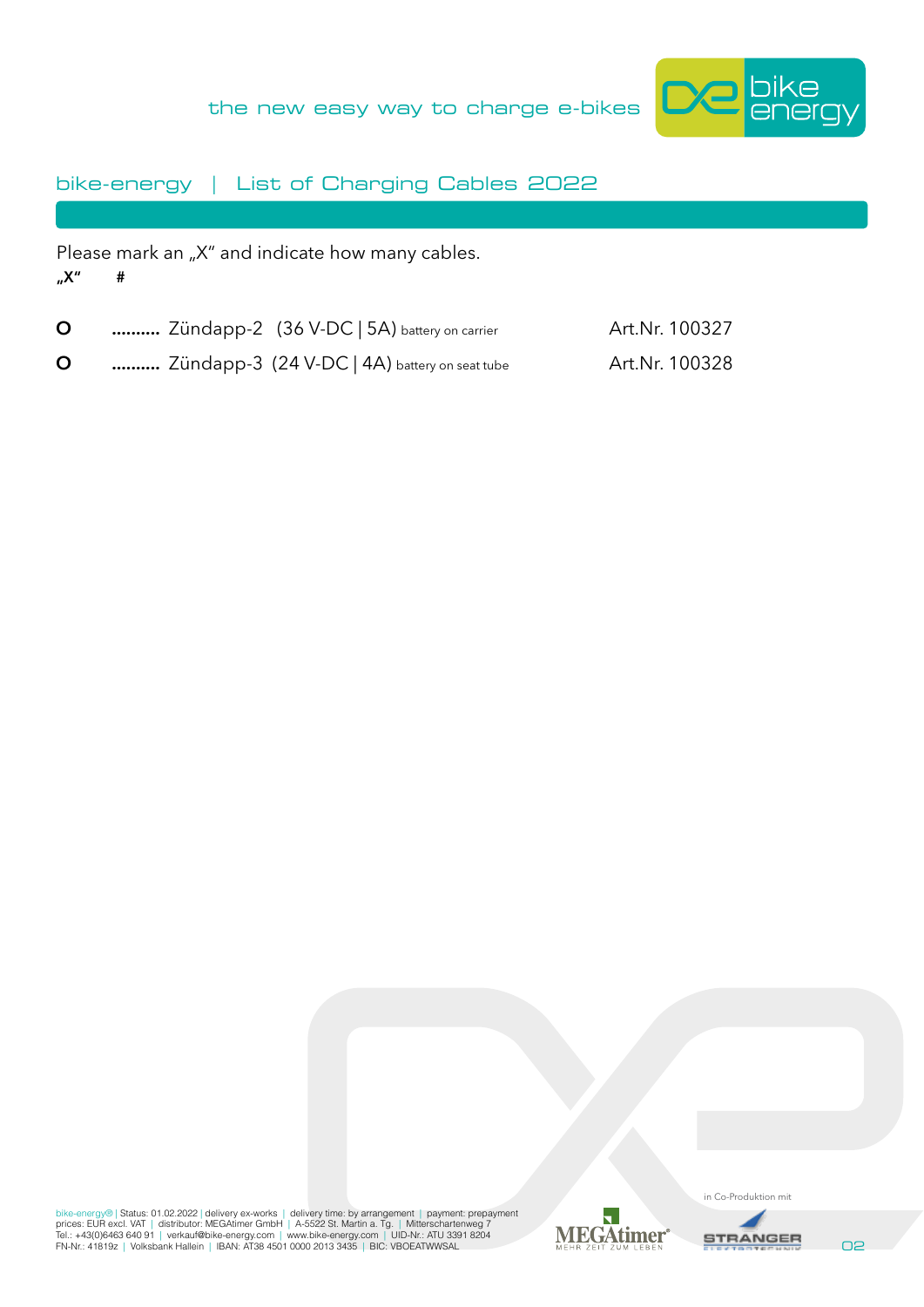the new easy way to charge e-bikes

## bike-energy | List of Charging Cables 2022

Please mark an „X“ and indicate how many cables.

**„X“ #**

**O** .......... Zündapp-2 (36 V-DC | 5A) battery on carrier — Art.Nr. 100327

**O** .......... Zündapp-3 (24 V-DC | 4A) battery on seat tube — Art.Nr. 100328

bike-energy® | Status: 01.02.2022 | delivery ex-works | delivery time: by arrangement | payment: prepayment
prices: EUR excl. VAT | distributor: MEGAtimer GmbH | A-5522 St. Martin a. Tg. | Mitterschartenweg 7
Tel.: +43(0)6463 640 91 | verkauf@bike-energy.com | www.bike-energy.com | UID-Nr.: ATU 3391 8204
FN-Nr.: 41819z | Volksbank Hallein | IBAN: AT38 4501 0000 2013 3435 | BIC: VBOEATWWSAL

in Co-Produktion mit